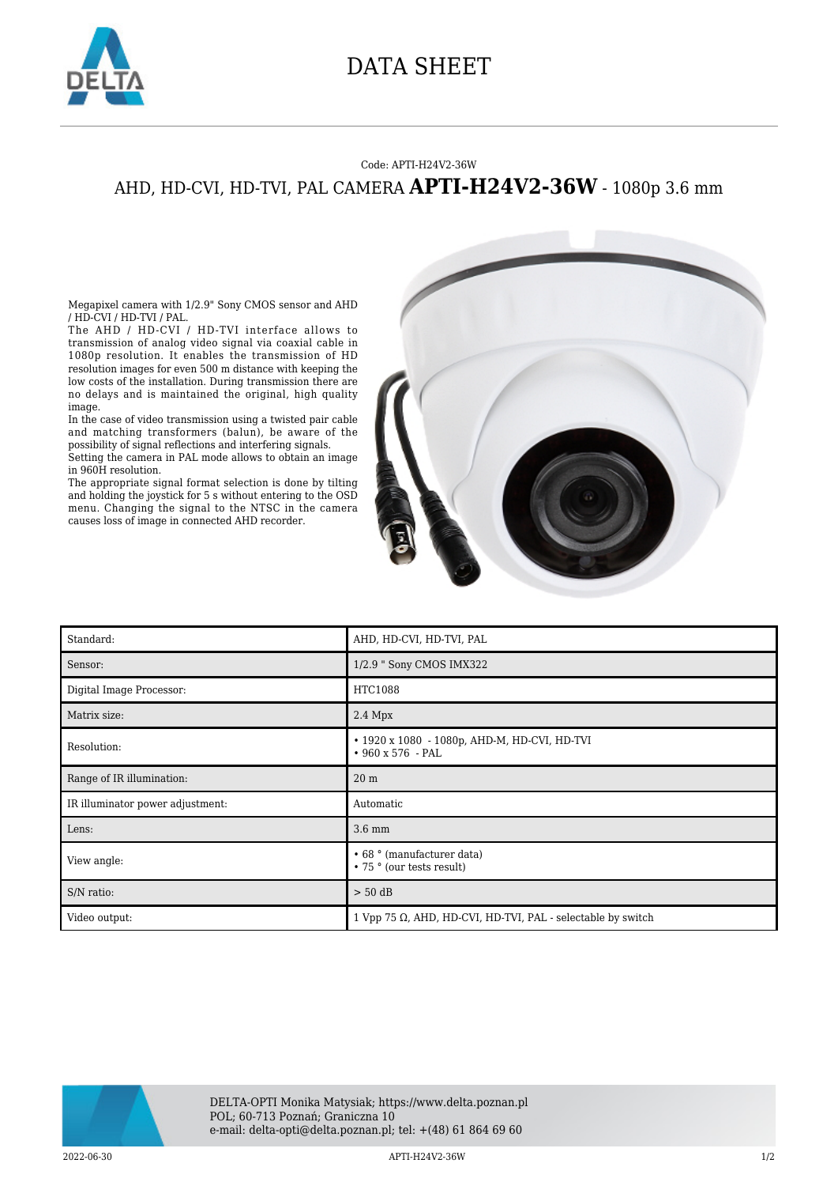# DATA SHEET

Code: APTI-H24V2-36W

## AHD, HD-CVI, HD-TVI, PAL CAMERA **APTI-H24V2-36W** - 1080p 3.6 mm

Megapixel camera with 1/2.9" Sony CMOS sensor and AHD / HD-CVI / HD-TVI / PAL.
The AHD / HD-CVI / HD-TVI interface allows to transmission of analog video signal via coaxial cable in 1080p resolution. It enables the transmission of HD resolution images for even 500 m distance with keeping the low costs of the installation. During transmission there are no delays and is maintained the original, high quality image.
In the case of video transmission using a twisted pair cable and matching transformers (balun), be aware of the possibility of signal reflections and interfering signals.
Setting the camera in PAL mode allows to obtain an image in 960H resolution.
The appropriate signal format selection is done by tilting and holding the joystick for 5 s without entering to the OSD menu. Changing the signal to the NTSC in the camera causes loss of image in connected AHD recorder.

| | |
|---|---|
| Standard: | AHD, HD-CVI, HD-TVI, PAL |
| Sensor: | 1/2.9 " Sony CMOS IMX322 |
| Digital Image Processor: | HTC1088 |
| Matrix size: | 2.4 Mpx |
| Resolution: | • 1920 x 1080 - 1080p, AHD-M, HD-CVI, HD-TVI<br>• 960 x 576 - PAL |
| Range of IR illumination: | 20 m |
| IR illuminator power adjustment: | Automatic |
| Lens: | 3.6 mm |
| View angle: | • 68 ° (manufacturer data)<br>• 75 ° (our tests result) |
| S/N ratio: | > 50 dB |
| Video output: | 1 Vpp 75 Ω, AHD, HD-CVI, HD-TVI, PAL - selectable by switch |

DELTA-OPTI Monika Matysiak; https://www.delta.poznan.pl
POL; 60-713 Poznań; Graniczna 10
e-mail: delta-opti@delta.poznan.pl; tel: +(48) 61 864 69 60

2022-06-30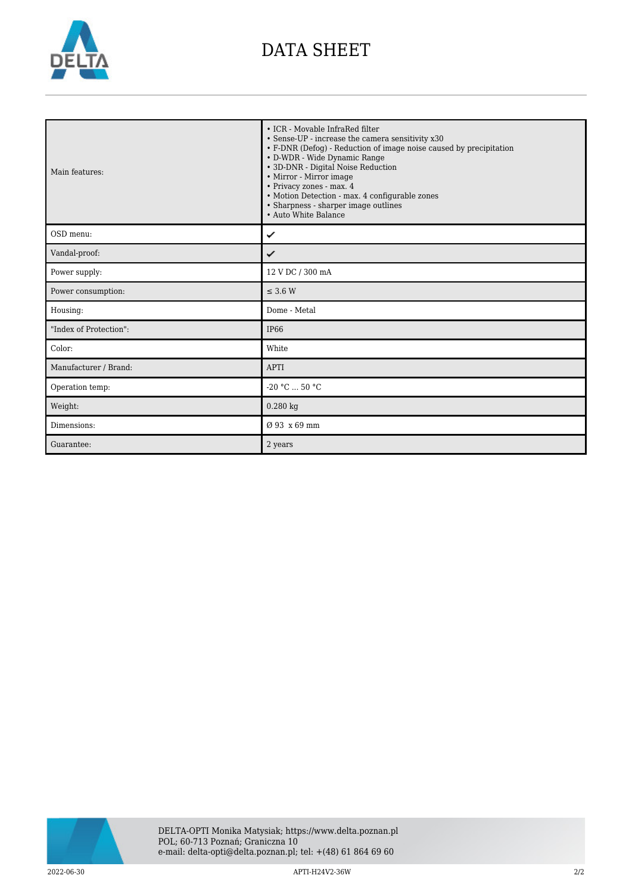# DATA SHEET

| | |
|---|---|
| Main features: | • ICR - Movable InfraRed filter<br>• Sense-UP - increase the camera sensitivity x30<br>• F-DNR (Defog) - Reduction of image noise caused by precipitation<br>• D-WDR - Wide Dynamic Range<br>• 3D-DNR - Digital Noise Reduction<br>• Mirror - Mirror image<br>• Privacy zones - max. 4<br>• Motion Detection - max. 4 configurable zones<br>• Sharpness - sharper image outlines<br>• Auto White Balance |
| OSD menu: | ✔ |
| Vandal-proof: | ✔ |
| Power supply: | 12 V DC / 300 mA |
| Power consumption: | ≤ 3.6 W |
| Housing: | Dome - Metal |
| "Index of Protection": | IP66 |
| Color: | White |
| Manufacturer / Brand: | APTI |
| Operation temp: | -20 °C ... 50 °C |
| Weight: | 0.280 kg |
| Dimensions: | Ø 93 x 69 mm |
| Guarantee: | 2 years |

DELTA-OPTI Monika Matysiak; https://www.delta.poznan.pl
POL; 60-713 Poznań; Graniczna 10
e-mail: delta-opti@delta.poznan.pl; tel: +(48) 61 864 69 60

2022-06-30 APTI-H24V2-36W